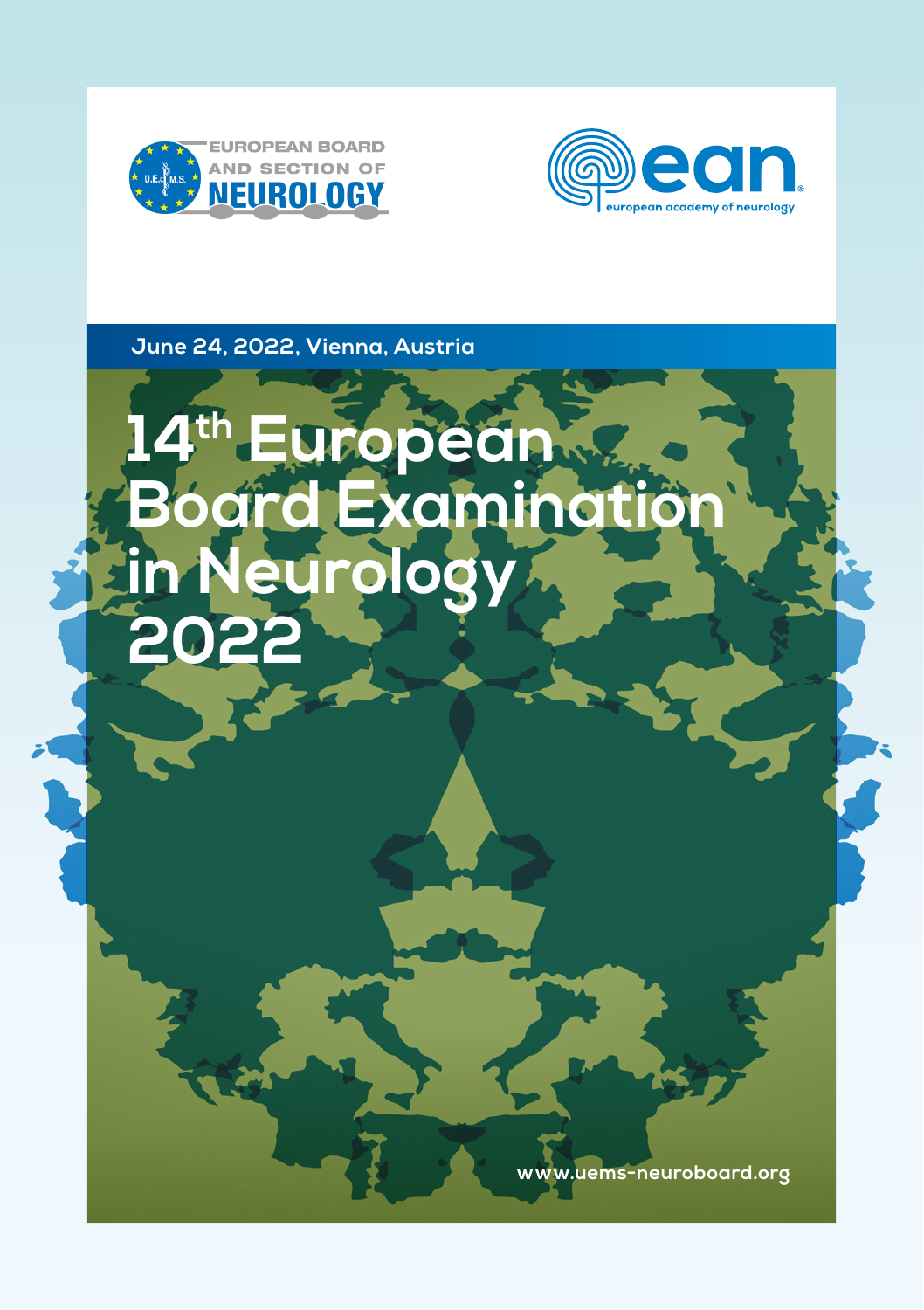EUROPEAN BOARD AND SECTION OF NEUROLOGY

ean european academy of neurology

June 24, 2022, Vienna, Austria

# 14th European Board Examination in Neurology 2022

www.uems-neuroboard.org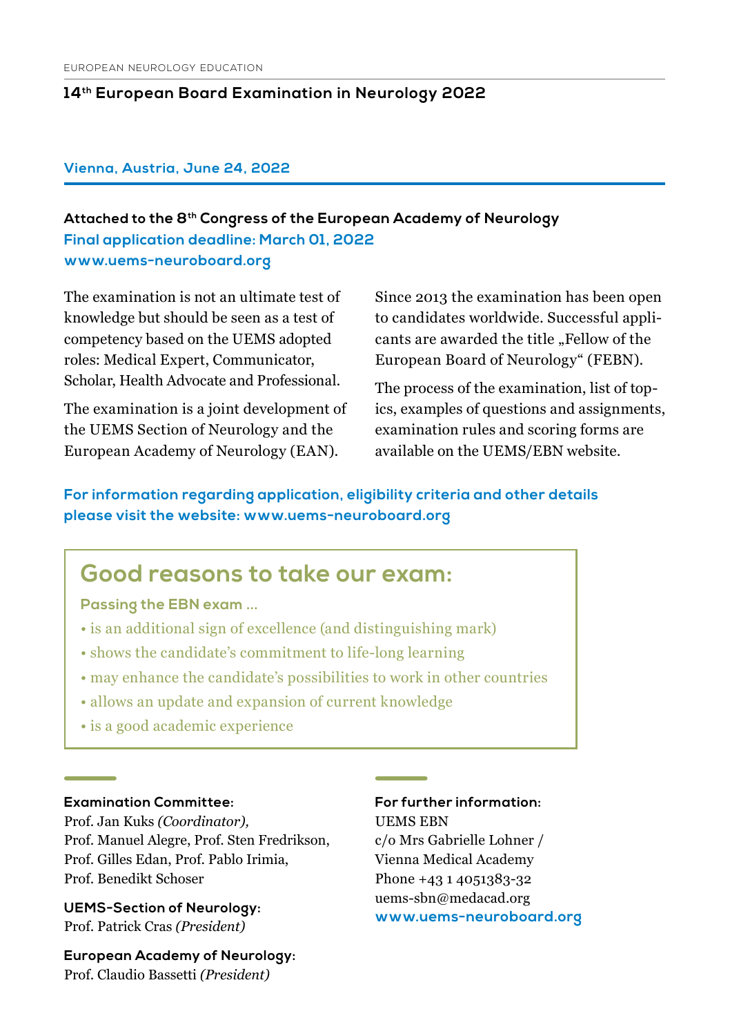# 14th European Board Examination in Neurology 2022

## Vienna, Austria, June 24, 2022

**Attached to the 8th Congress of the European Academy of Neurology**
**Final application deadline: March 01, 2022**
**www.uems-neuroboard.org**

The examination is not an ultimate test of knowledge but should be seen as a test of competency based on the UEMS adopted roles: Medical Expert, Communicator, Scholar, Health Advocate and Professional.

The examination is a joint development of the UEMS Section of Neurology and the European Academy of Neurology (EAN).

Since 2013 the examination has been open to candidates worldwide. Successful applicants are awarded the title „Fellow of the European Board of Neurology“ (FEBN).

The process of the examination, list of topics, examples of questions and assignments, examination rules and scoring forms are available on the UEMS/EBN website.

**For information regarding application, eligibility criteria and other details please visit the website: www.uems-neuroboard.org**

## Good reasons to take our exam:

**Passing the EBN exam ...**

- is an additional sign of excellence (and distinguishing mark)
- shows the candidate's commitment to life-long learning
- may enhance the candidate's possibilities to work in other countries
- allows an update and expansion of current knowledge
- is a good academic experience

**Examination Committee:**
Prof. Jan Kuks *(Coordinator),*
Prof. Manuel Alegre, Prof. Sten Fredrikson,
Prof. Gilles Edan, Prof. Pablo Irimia,
Prof. Benedikt Schoser

**UEMS-Section of Neurology:**
Prof. Patrick Cras *(President)*

**European Academy of Neurology:**
Prof. Claudio Bassetti *(President)*

**For further information:**
UEMS EBN
c/o Mrs Gabrielle Lohner /
Vienna Medical Academy
Phone +43 1 4051383-32
uems-sbn@medacad.org
**www.uems-neuroboard.org**